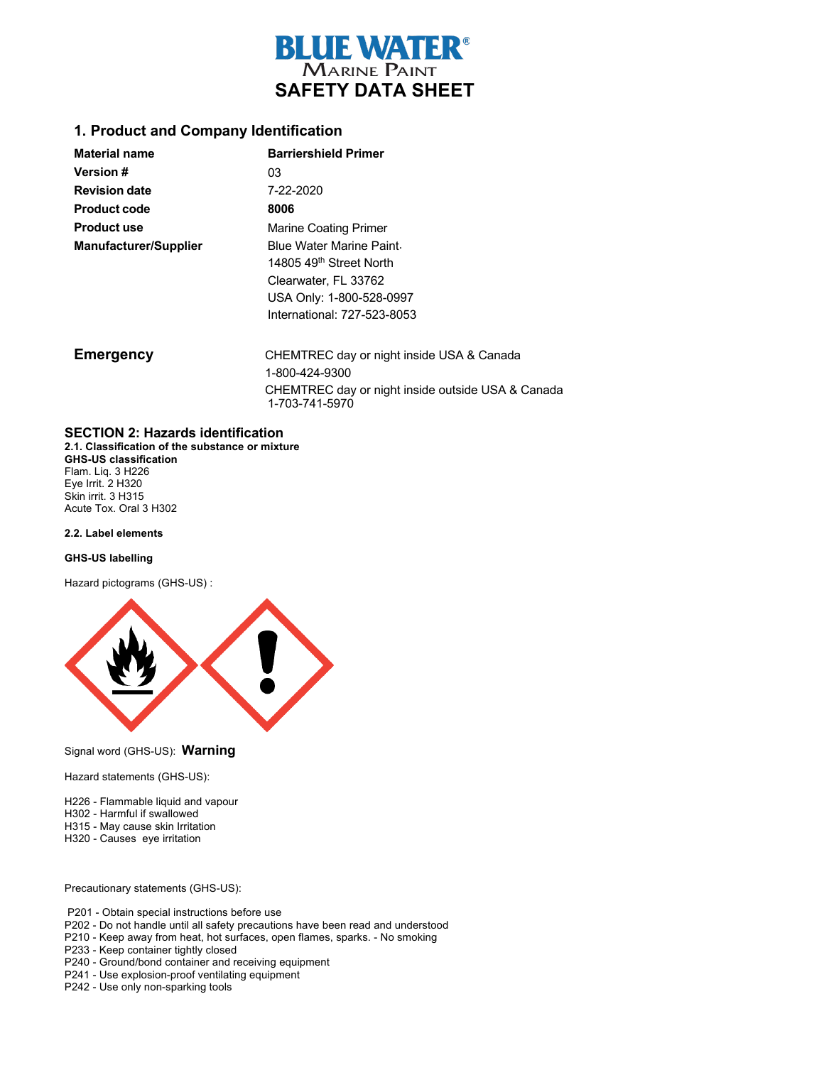# BLUE WATER® MARINE PAINT

# SAFETY DATA SHEET

## 1. Product and Company Identification

| | |
|---|---|
| **Material name** | **Barriershield Primer** |
| **Version #** | 03 |
| **Revision date** | 7-22-2020 |
| **Product code** | **8006** |
| **Product use** | Marine Coating Primer |
| **Manufacturer/Supplier** | Blue Water Marine Paint. |
| | 14805 49th Street North |
| | Clearwater, FL 33762 |
| | USA Only: 1-800-528-0997 |
| | International: 727-523-8053 |

**Emergency**

CHEMTREC day or night inside USA & Canada
1-800-424-9300
CHEMTREC day or night inside outside USA & Canada
1-703-741-5970

## SECTION 2: Hazards identification

**2.1. Classification of the substance or mixture**

**GHS-US classification**

Flam. Liq. 3 H226
Eye Irrit. 2 H320
Skin irrit. 3 H315
Acute Tox. Oral 3 H302

**2.2. Label elements**

**GHS-US labelling**

Hazard pictograms (GHS-US) :

Signal word (GHS-US): **Warning**

Hazard statements (GHS-US):

H226 - Flammable liquid and vapour
H302 - Harmful if swallowed
H315 - May cause skin Irritation
H320 - Causes eye irritation

Precautionary statements (GHS-US):

P201 - Obtain special instructions before use
P202 - Do not handle until all safety precautions have been read and understood
P210 - Keep away from heat, hot surfaces, open flames, sparks. - No smoking
P233 - Keep container tightly closed
P240 - Ground/bond container and receiving equipment
P241 - Use explosion-proof ventilating equipment
P242 - Use only non-sparking tools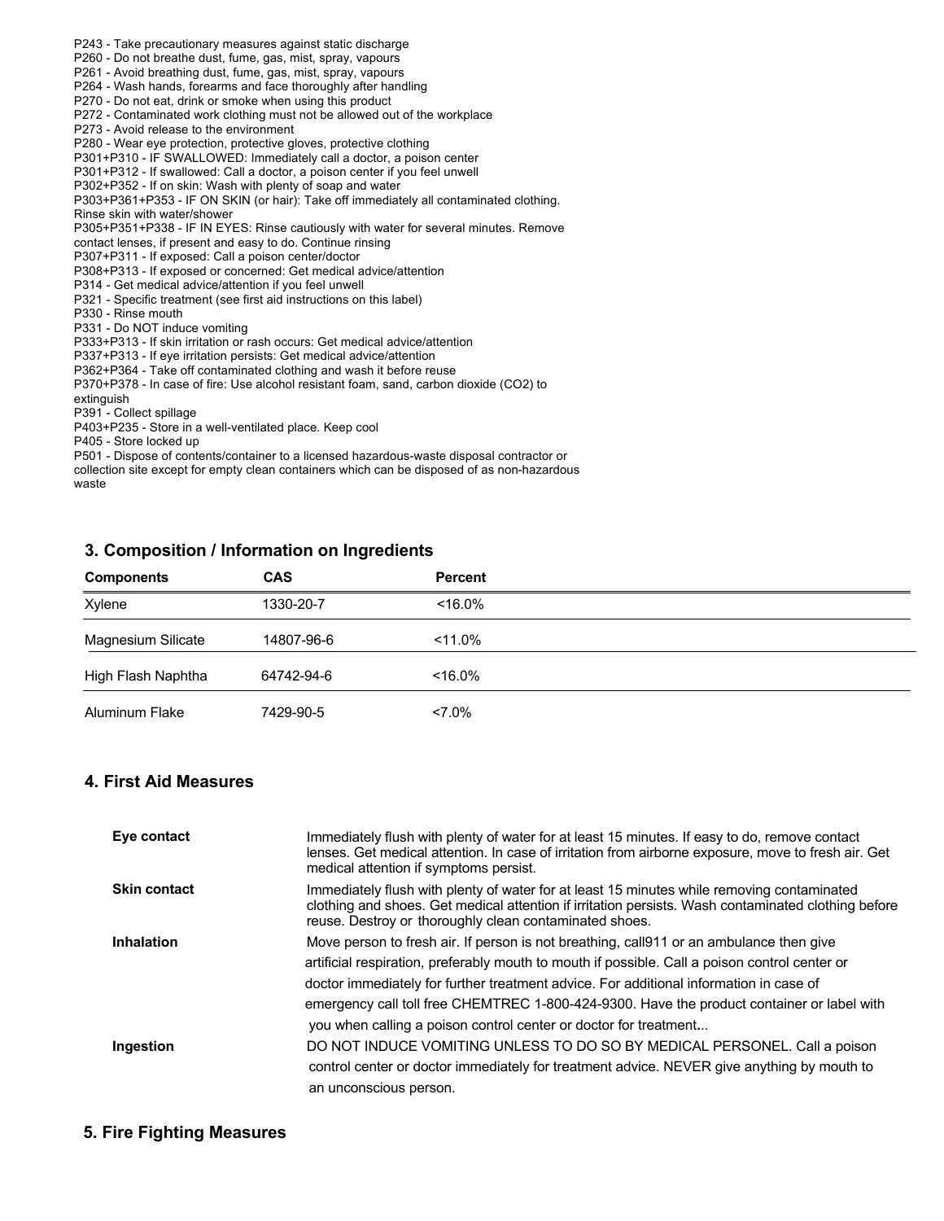P243 - Take precautionary measures against static discharge
P260 - Do not breathe dust, fume, gas, mist, spray, vapours
P261 - Avoid breathing dust, fume, gas, mist, spray, vapours
P264 - Wash hands, forearms and face thoroughly after handling
P270 - Do not eat, drink or smoke when using this product
P272 - Contaminated work clothing must not be allowed out of the workplace
P273 - Avoid release to the environment
P280 - Wear eye protection, protective gloves, protective clothing
P301+P310 - IF SWALLOWED: Immediately call a doctor, a poison center
P301+P312 - If swallowed: Call a doctor, a poison center if you feel unwell
P302+P352 - If on skin: Wash with plenty of soap and water
P303+P361+P353 - IF ON SKIN (or hair): Take off immediately all contaminated clothing. Rinse skin with water/shower
P305+P351+P338 - IF IN EYES: Rinse cautiously with water for several minutes. Remove contact lenses, if present and easy to do. Continue rinsing
P307+P311 - If exposed: Call a poison center/doctor
P308+P313 - If exposed or concerned: Get medical advice/attention
P314 - Get medical advice/attention if you feel unwell
P321 - Specific treatment (see first aid instructions on this label)
P330 - Rinse mouth
P331 - Do NOT induce vomiting
P333+P313 - If skin irritation or rash occurs: Get medical advice/attention
P337+P313 - If eye irritation persists: Get medical advice/attention
P362+P364 - Take off contaminated clothing and wash it before reuse
P370+P378 - In case of fire: Use alcohol resistant foam, sand, carbon dioxide ($CO_2$) to extinguish
P391 - Collect spillage
P403+P235 - Store in a well-ventilated place. Keep cool
P405 - Store locked up
P501 - Dispose of contents/container to a licensed hazardous-waste disposal contractor or collection site except for empty clean containers which can be disposed of as non-hazardous waste

## 3. Composition / Information on Ingredients

| Components | CAS | Percent |
|---|---|---|
| Xylene | 1330-20-7 | <16.0% |
| Magnesium Silicate | 14807-96-6 | <11.0% |
| High Flash Naphtha | 64742-94-6 | <16.0% |
| Aluminum Flake | 7429-90-5 | <7.0% |

## 4. First Aid Measures

**Eye contact**
Immediately flush with plenty of water for at least 15 minutes. If easy to do, remove contact lenses. Get medical attention. In case of irritation from airborne exposure, move to fresh air. Get medical attention if symptoms persist.

**Skin contact**
Immediately flush with plenty of water for at least 15 minutes while removing contaminated clothing and shoes. Get medical attention if irritation persists. Wash contaminated clothing before reuse. Destroy or thoroughly clean contaminated shoes.

**Inhalation**
Move person to fresh air. If person is not breathing, call911 or an ambulance then give artificial respiration, preferably mouth to mouth if possible. Call a poison control center or doctor immediately for further treatment advice. For additional information in case of emergency call toll free CHEMTREC 1-800-424-9300. Have the product container or label with you when calling a poison control center or doctor for treatment...

**Ingestion**
DO NOT INDUCE VOMITING UNLESS TO DO SO BY MEDICAL PERSONEL. Call a poison control center or doctor immediately for treatment advice. NEVER give anything by mouth to an unconscious person.

## 5. Fire Fighting Measures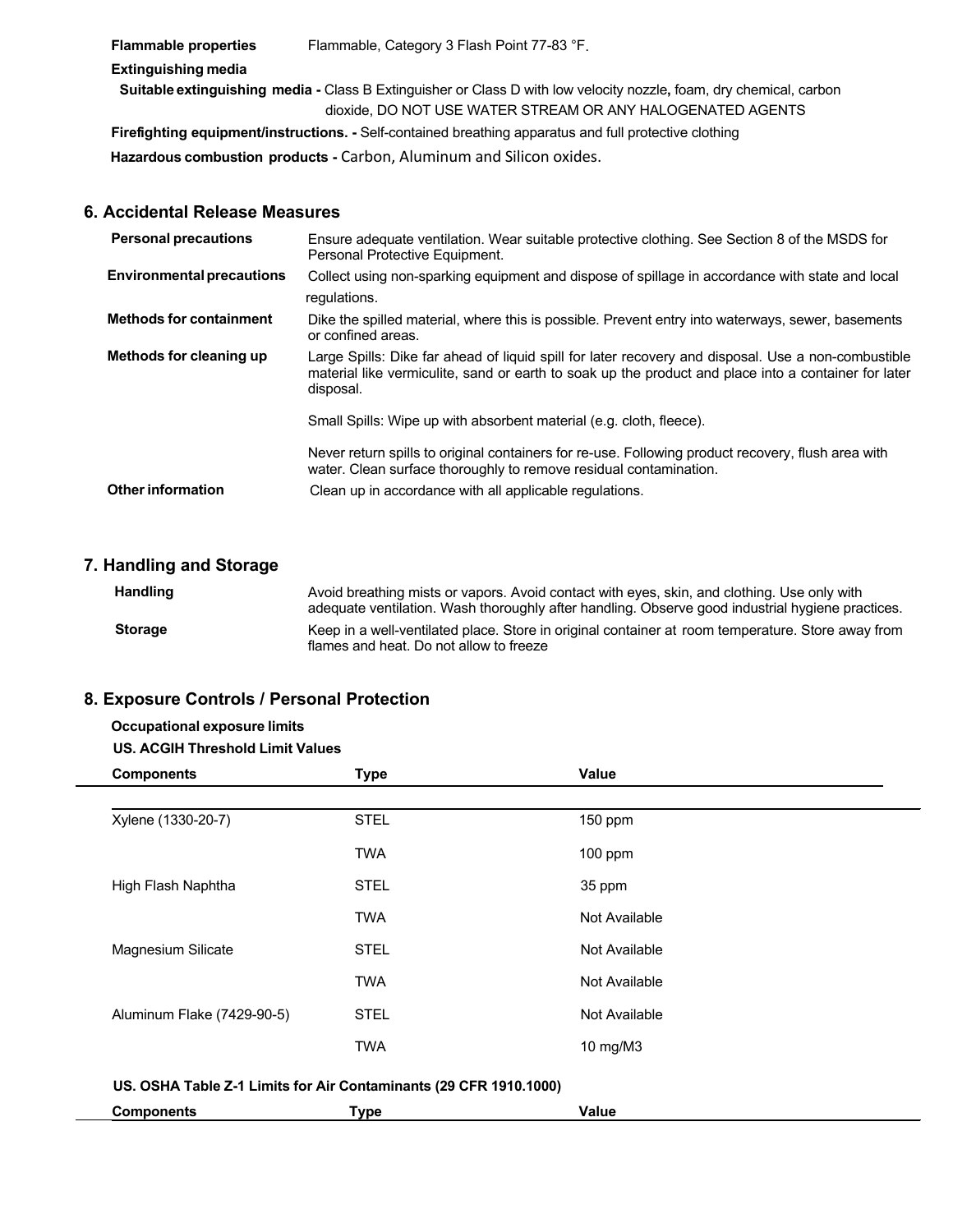**Flammable properties** Flammable, Category 3 Flash Point 77-83 °F.

**Extinguishing media**

**Suitable extinguishing media -** Class B Extinguisher or Class D with low velocity nozzle**,** foam, dry chemical, carbon dioxide, DO NOT USE WATER STREAM OR ANY HALOGENATED AGENTS

**Firefighting equipment/instructions. -** Self-contained breathing apparatus and full protective clothing

**Hazardous combustion products -** Carbon, Aluminum and Silicon oxides.

## 6. Accidental Release Measures

| | |
|---|---|
| **Personal precautions** | Ensure adequate ventilation. Wear suitable protective clothing. See Section 8 of the MSDS for Personal Protective Equipment. |
| **Environmental precautions** | Collect using non-sparking equipment and dispose of spillage in accordance with state and local regulations. |
| **Methods for containment** | Dike the spilled material, where this is possible. Prevent entry into waterways, sewer, basements or confined areas. |
| **Methods for cleaning up** | Large Spills: Dike far ahead of liquid spill for later recovery and disposal. Use a non-combustible material like vermiculite, sand or earth to soak up the product and place into a container for later disposal.<br><br>Small Spills: Wipe up with absorbent material (e.g. cloth, fleece).<br><br>Never return spills to original containers for re-use. Following product recovery, flush area with water. Clean surface thoroughly to remove residual contamination. |
| **Other information** | Clean up in accordance with all applicable regulations. |

## 7. Handling and Storage

| | |
|---|---|
| **Handling** | Avoid breathing mists or vapors. Avoid contact with eyes, skin, and clothing. Use only with adequate ventilation. Wash thoroughly after handling. Observe good industrial hygiene practices. |
| **Storage** | Keep in a well-ventilated place. Store in original container at room temperature. Store away from flames and heat. Do not allow to freeze |

## 8. Exposure Controls / Personal Protection

**Occupational exposure limits**

**US. ACGIH Threshold Limit Values**

| Components | Type | Value |
|---|---|---|
| Xylene (1330-20-7) | STEL | 150 ppm |
| | TWA | 100 ppm |
| High Flash Naphtha | STEL | 35 ppm |
| | TWA | Not Available |
| Magnesium Silicate | STEL | Not Available |
| | TWA | Not Available |
| Aluminum Flake (7429-90-5) | STEL | Not Available |
| | TWA | 10 mg/M3 |

**US. OSHA Table Z-1 Limits for Air Contaminants (29 CFR 1910.1000)**

| Components | Type | Value |
|---|---|---|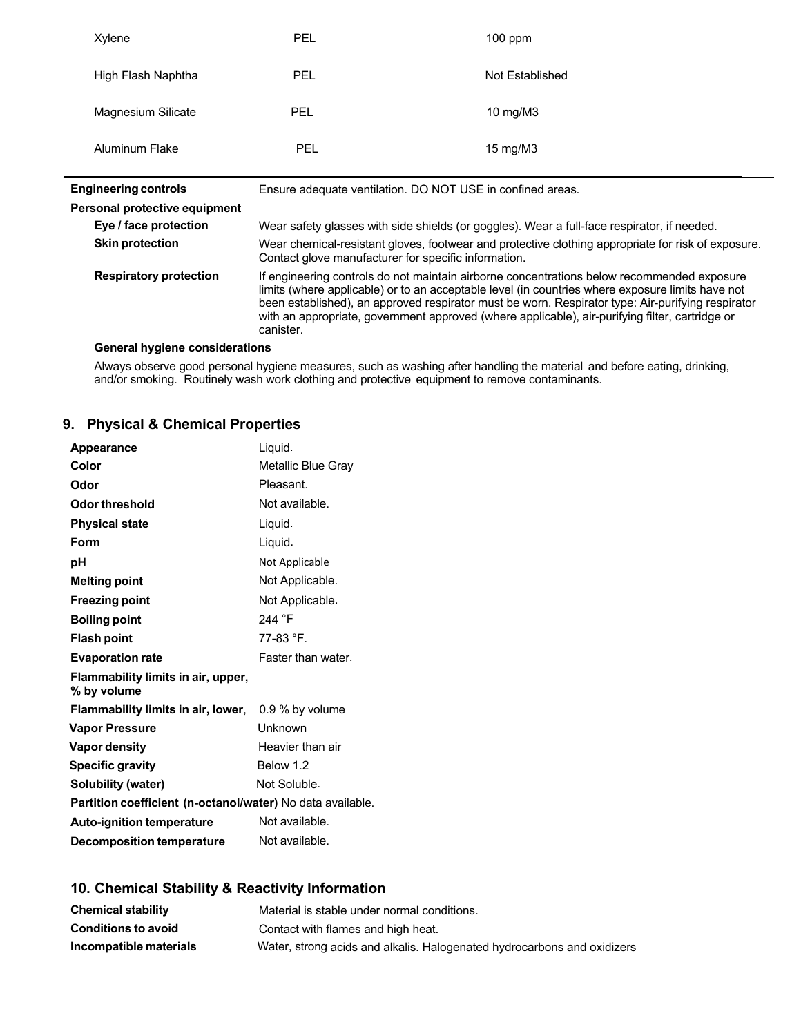| | | |
|---|---|---|
| Xylene | PEL | 100 ppm |
| High Flash Naphtha | PEL | Not Established |
| Magnesium Silicate | PEL | 10 mg/M3 |
| Aluminum Flake | PEL | 15 mg/M3 |

**Engineering controls** Ensure adequate ventilation. DO NOT USE in confined areas.

**Personal protective equipment**

| | |
|---|---|
| **Eye / face protection** | Wear safety glasses with side shields (or goggles). Wear a full-face respirator, if needed. |
| **Skin protection** | Wear chemical-resistant gloves, footwear and protective clothing appropriate for risk of exposure. Contact glove manufacturer for specific information. |
| **Respiratory protection** | If engineering controls do not maintain airborne concentrations below recommended exposure limits (where applicable) or to an acceptable level (in countries where exposure limits have not been established), an approved respirator must be worn. Respirator type: Air-purifying respirator with an appropriate, government approved (where applicable), air-purifying filter, cartridge or canister. |

**General hygiene considerations**

Always observe good personal hygiene measures, such as washing after handling the material and before eating, drinking, and/or smoking. Routinely wash work clothing and protective equipment to remove contaminants.

## 9. Physical & Chemical Properties

| | |
|---|---|
| **Appearance** | Liquid. |
| **Color** | Metallic Blue Gray |
| **Odor** | Pleasant. |
| **Odor threshold** | Not available. |
| **Physical state** | Liquid. |
| **Form** | Liquid. |
| **pH** | Not Applicable |
| **Melting point** | Not Applicable. |
| **Freezing point** | Not Applicable. |
| **Boiling point** | 244 °F |
| **Flash point** | 77-83 °F. |
| **Evaporation rate** | Faster than water. |
| **Flammability limits in air, upper, % by volume** | |
| **Flammability limits in air, lower**, | 0.9 % by volume |
| **Vapor Pressure** | Unknown |
| **Vapor density** | Heavier than air |
| **Specific gravity** | Below 1.2 |
| **Solubility (water)** | Not Soluble. |
| **Partition coefficient (n-octanol/water)** | No data available. |
| **Auto-ignition temperature** | Not available. |
| **Decomposition temperature** | Not available. |

## 10. Chemical Stability & Reactivity Information

| | |
|---|---|
| **Chemical stability** | Material is stable under normal conditions. |
| **Conditions to avoid** | Contact with flames and high heat. |
| **Incompatible materials** | Water, strong acids and alkalis. Halogenated hydrocarbons and oxidizers |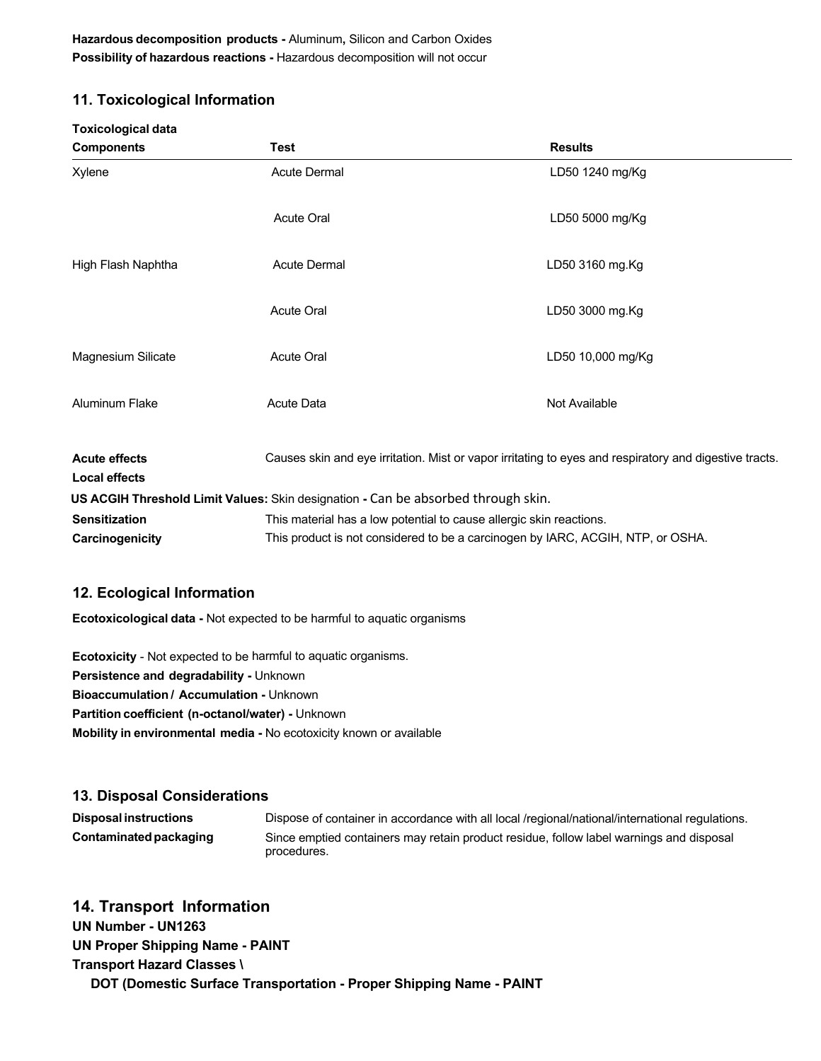**Hazardous decomposition products -** Aluminum**,** Silicon and Carbon Oxides
**Possibility of hazardous reactions -** Hazardous decomposition will not occur

## 11. Toxicological Information

**Toxicological data**

| Components | Test | Results |
|---|---|---|
| Xylene | Acute Dermal | LD50 1240 mg/Kg |
| | Acute Oral | LD50 5000 mg/Kg |
| High Flash Naphtha | Acute Dermal | LD50 3160 mg.Kg |
| | Acute Oral | LD50 3000 mg.Kg |
| Magnesium Silicate | Acute Oral | LD50 10,000 mg/Kg |
| Aluminum Flake | Acute Data | Not Available |

**Acute effects** Causes skin and eye irritation. Mist or vapor irritating to eyes and respiratory and digestive tracts.

**Local effects**

**US ACGIH Threshold Limit Values:** Skin designation **-** Can be absorbed through skin.

**Sensitization** This material has a low potential to cause allergic skin reactions.

**Carcinogenicity** This product is not considered to be a carcinogen by IARC, ACGIH, NTP, or OSHA.

## 12. Ecological Information

**Ecotoxicological data -** Not expected to be harmful to aquatic organisms

**Ecotoxicity** - Not expected to be harmful to aquatic organisms.
**Persistence and degradability -** Unknown
**Bioaccumulation / Accumulation -** Unknown
**Partition coefficient (n-octanol/water) -** Unknown
**Mobility in environmental media -** No ecotoxicity known or available

## 13. Disposal Considerations

**Disposal instructions** Dispose of container in accordance with all local /regional/national/international regulations.

**Contaminated packaging** Since emptied containers may retain product residue, follow label warnings and disposal procedures.

## 14. Transport Information

**UN Number - UN1263**
**UN Proper Shipping Name - PAINT**
**Transport Hazard Classes \**
**DOT (Domestic Surface Transportation - Proper Shipping Name - PAINT**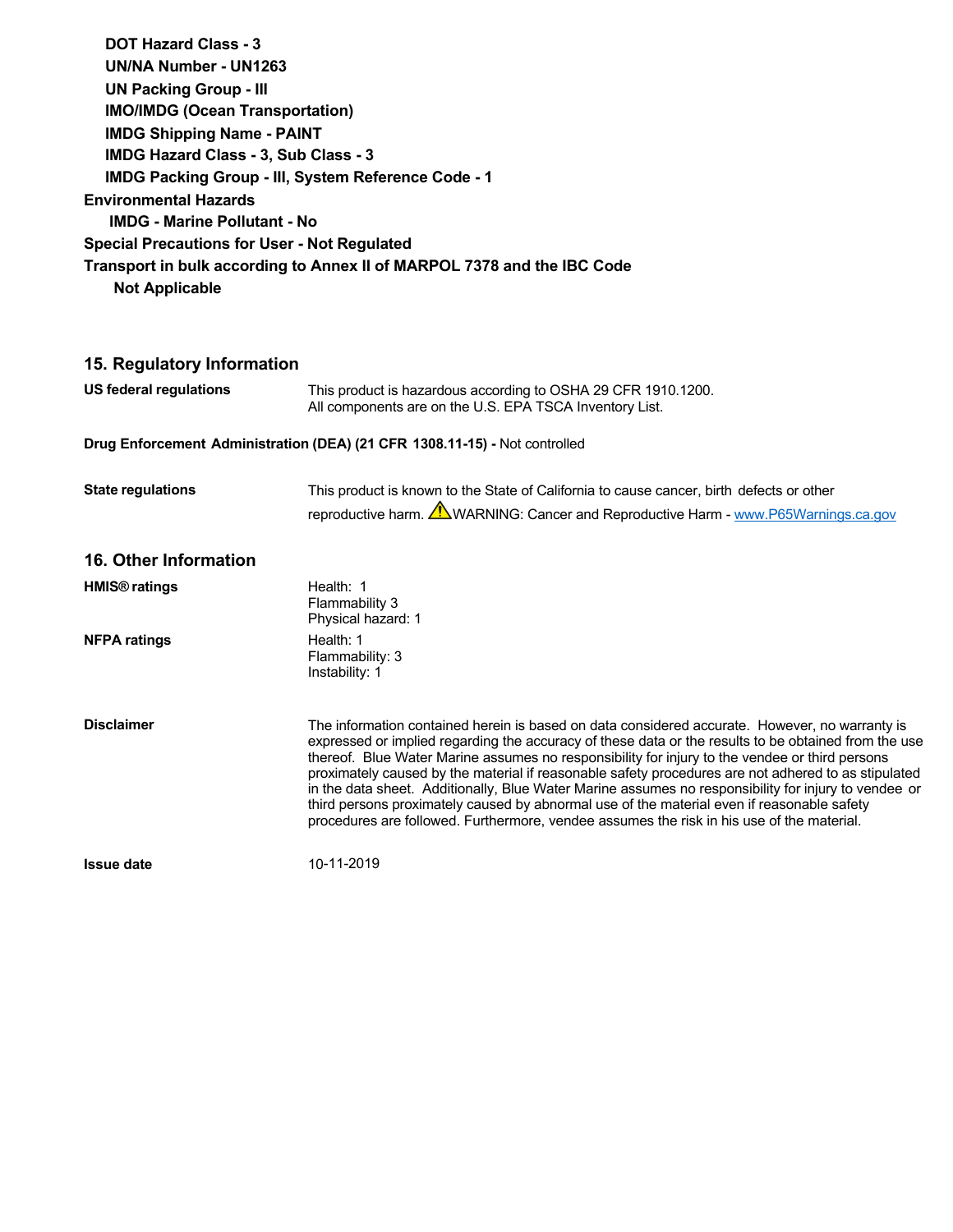**DOT Hazard Class - 3**

**UN/NA Number - UN1263**

**UN Packing Group - III**

**IMO/IMDG (Ocean Transportation)**

**IMDG Shipping Name - PAINT**

**IMDG Hazard Class - 3, Sub Class - 3**

**IMDG Packing Group - III, System Reference Code - 1**

**Environmental Hazards**

**IMDG - Marine Pollutant - No**

**Special Precautions for User - Not Regulated**

**Transport in bulk according to Annex II of MARPOL 7378 and the IBC Code**

**Not Applicable**

## 15. Regulatory Information

**US federal regulations** This product is hazardous according to OSHA 29 CFR 1910.1200.
All components are on the U.S. EPA TSCA Inventory List.

**Drug Enforcement Administration (DEA) (21 CFR 1308.11-15) -** Not controlled

**State regulations** This product is known to the State of California to cause cancer, birth defects or other reproductive harm. ⚠WARNING: Cancer and Reproductive Harm - www.P65Warnings.ca.gov

## 16. Other Information

**HMIS® ratings**
Health: 1
Flammability 3
Physical hazard: 1

**NFPA ratings**
Health: 1
Flammability: 3
Instability: 1

**Disclaimer** The information contained herein is based on data considered accurate. However, no warranty is expressed or implied regarding the accuracy of these data or the results to be obtained from the use thereof. Blue Water Marine assumes no responsibility for injury to the vendee or third persons proximately caused by the material if reasonable safety procedures are not adhered to as stipulated in the data sheet. Additionally, Blue Water Marine assumes no responsibility for injury to vendee or third persons proximately caused by abnormal use of the material even if reasonable safety procedures are followed. Furthermore, vendee assumes the risk in his use of the material.

**Issue date** 10-11-2019